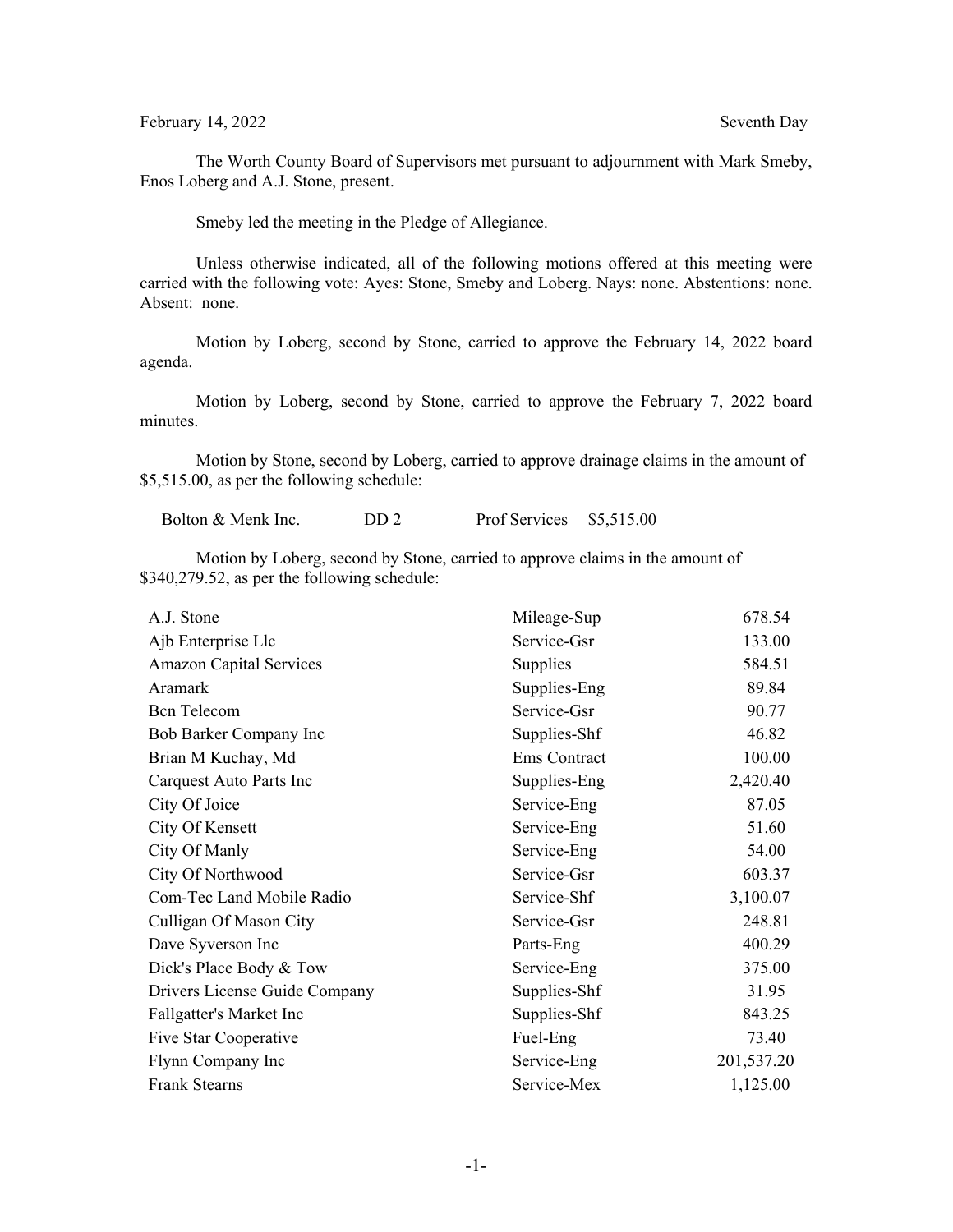February 14, 2022 Seventh Day

The Worth County Board of Supervisors met pursuant to adjournment with Mark Smeby, Enos Loberg and A.J. Stone, present.

Smeby led the meeting in the Pledge of Allegiance.

Unless otherwise indicated, all of the following motions offered at this meeting were carried with the following vote: Ayes: Stone, Smeby and Loberg. Nays: none. Abstentions: none. Absent: none.

Motion by Loberg, second by Stone, carried to approve the February 14, 2022 board agenda.

Motion by Loberg, second by Stone, carried to approve the February 7, 2022 board minutes.

Motion by Stone, second by Loberg, carried to approve drainage claims in the amount of $5,515.00, as per the following schedule:

| | | | |
|---|---|---|---|
| Bolton & Menk Inc. | DD 2 | Prof Services | $5,515.00 |

Motion by Loberg, second by Stone, carried to approve claims in the amount of $340,279.52, as per the following schedule:

| | | |
|---|---|---|
| A.J. Stone | Mileage-Sup | 678.54 |
| Ajb Enterprise Llc | Service-Gsr | 133.00 |
| Amazon Capital Services | Supplies | 584.51 |
| Aramark | Supplies-Eng | 89.84 |
| Bcn Telecom | Service-Gsr | 90.77 |
| Bob Barker Company Inc | Supplies-Shf | 46.82 |
| Brian M Kuchay, Md | Ems Contract | 100.00 |
| Carquest Auto Parts Inc | Supplies-Eng | 2,420.40 |
| City Of Joice | Service-Eng | 87.05 |
| City Of Kensett | Service-Eng | 51.60 |
| City Of Manly | Service-Eng | 54.00 |
| City Of Northwood | Service-Gsr | 603.37 |
| Com-Tec Land Mobile Radio | Service-Shf | 3,100.07 |
| Culligan Of Mason City | Service-Gsr | 248.81 |
| Dave Syverson Inc | Parts-Eng | 400.29 |
| Dick's Place Body & Tow | Service-Eng | 375.00 |
| Drivers License Guide Company | Supplies-Shf | 31.95 |
| Fallgatter's Market Inc | Supplies-Shf | 843.25 |
| Five Star Cooperative | Fuel-Eng | 73.40 |
| Flynn Company Inc | Service-Eng | 201,537.20 |
| Frank Stearns | Service-Mex | 1,125.00 |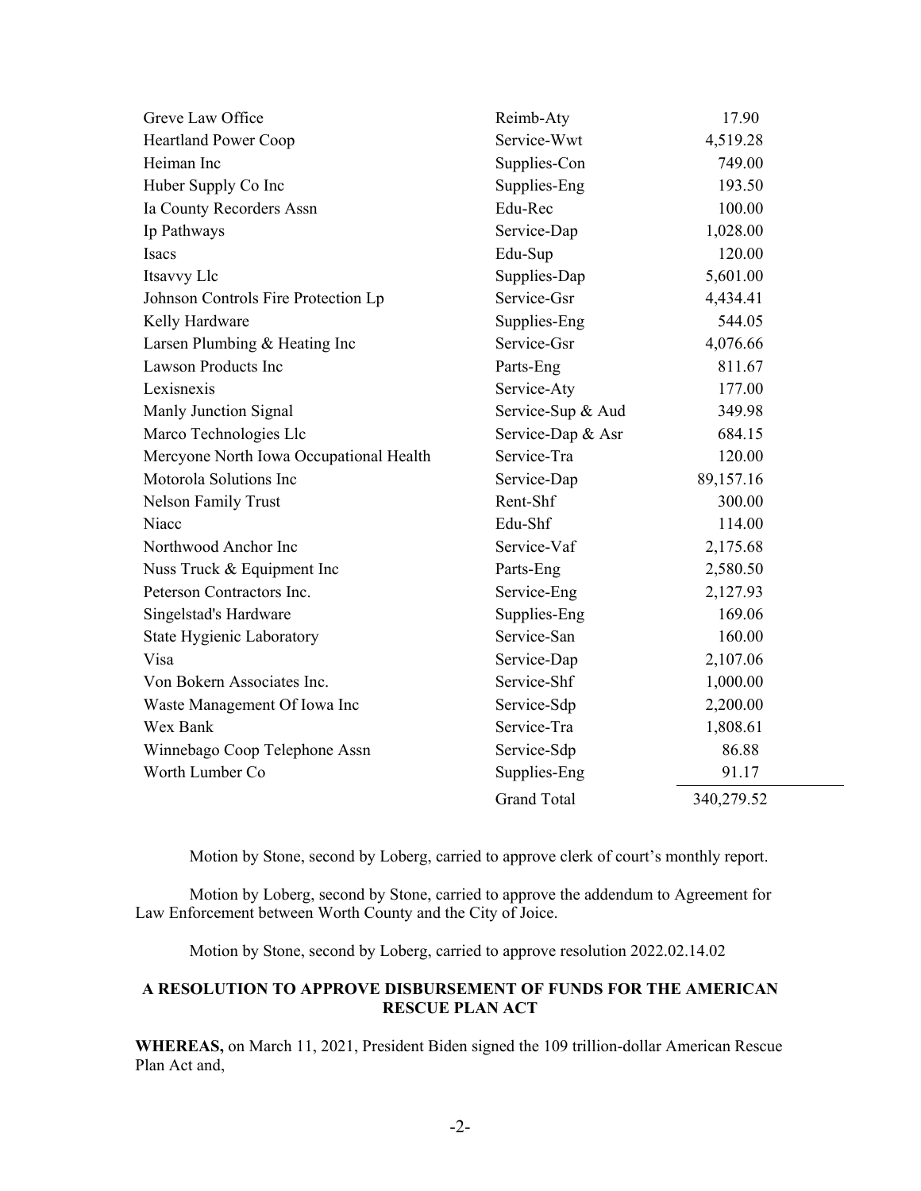| | | |
|---|---|---|
| Greve Law Office | Reimb-Aty | 17.90 |
| Heartland Power Coop | Service-Wwt | 4,519.28 |
| Heiman Inc | Supplies-Con | 749.00 |
| Huber Supply Co Inc | Supplies-Eng | 193.50 |
| Ia County Recorders Assn | Edu-Rec | 100.00 |
| Ip Pathways | Service-Dap | 1,028.00 |
| Isacs | Edu-Sup | 120.00 |
| Itsavvy Llc | Supplies-Dap | 5,601.00 |
| Johnson Controls Fire Protection Lp | Service-Gsr | 4,434.41 |
| Kelly Hardware | Supplies-Eng | 544.05 |
| Larsen Plumbing & Heating Inc | Service-Gsr | 4,076.66 |
| Lawson Products Inc | Parts-Eng | 811.67 |
| Lexisnexis | Service-Aty | 177.00 |
| Manly Junction Signal | Service-Sup & Aud | 349.98 |
| Marco Technologies Llc | Service-Dap & Asr | 684.15 |
| Mercyone North Iowa Occupational Health | Service-Tra | 120.00 |
| Motorola Solutions Inc | Service-Dap | 89,157.16 |
| Nelson Family Trust | Rent-Shf | 300.00 |
| Niacc | Edu-Shf | 114.00 |
| Northwood Anchor Inc | Service-Vaf | 2,175.68 |
| Nuss Truck & Equipment Inc | Parts-Eng | 2,580.50 |
| Peterson Contractors Inc. | Service-Eng | 2,127.93 |
| Singelstad's Hardware | Supplies-Eng | 169.06 |
| State Hygienic Laboratory | Service-San | 160.00 |
| Visa | Service-Dap | 2,107.06 |
| Von Bokern Associates Inc. | Service-Shf | 1,000.00 |
| Waste Management Of Iowa Inc | Service-Sdp | 2,200.00 |
| Wex Bank | Service-Tra | 1,808.61 |
| Winnebago Coop Telephone Assn | Service-Sdp | 86.88 |
| Worth Lumber Co | Supplies-Eng | 91.17 |
| | Grand Total | 340,279.52 |

Motion by Stone, second by Loberg, carried to approve clerk of court's monthly report.

Motion by Loberg, second by Stone, carried to approve the addendum to Agreement for Law Enforcement between Worth County and the City of Joice.

Motion by Stone, second by Loberg, carried to approve resolution 2022.02.14.02

**A RESOLUTION TO APPROVE DISBURSEMENT OF FUNDS FOR THE AMERICAN RESCUE PLAN ACT**

**WHEREAS,** on March 11, 2021, President Biden signed the 109 trillion-dollar American Rescue Plan Act and,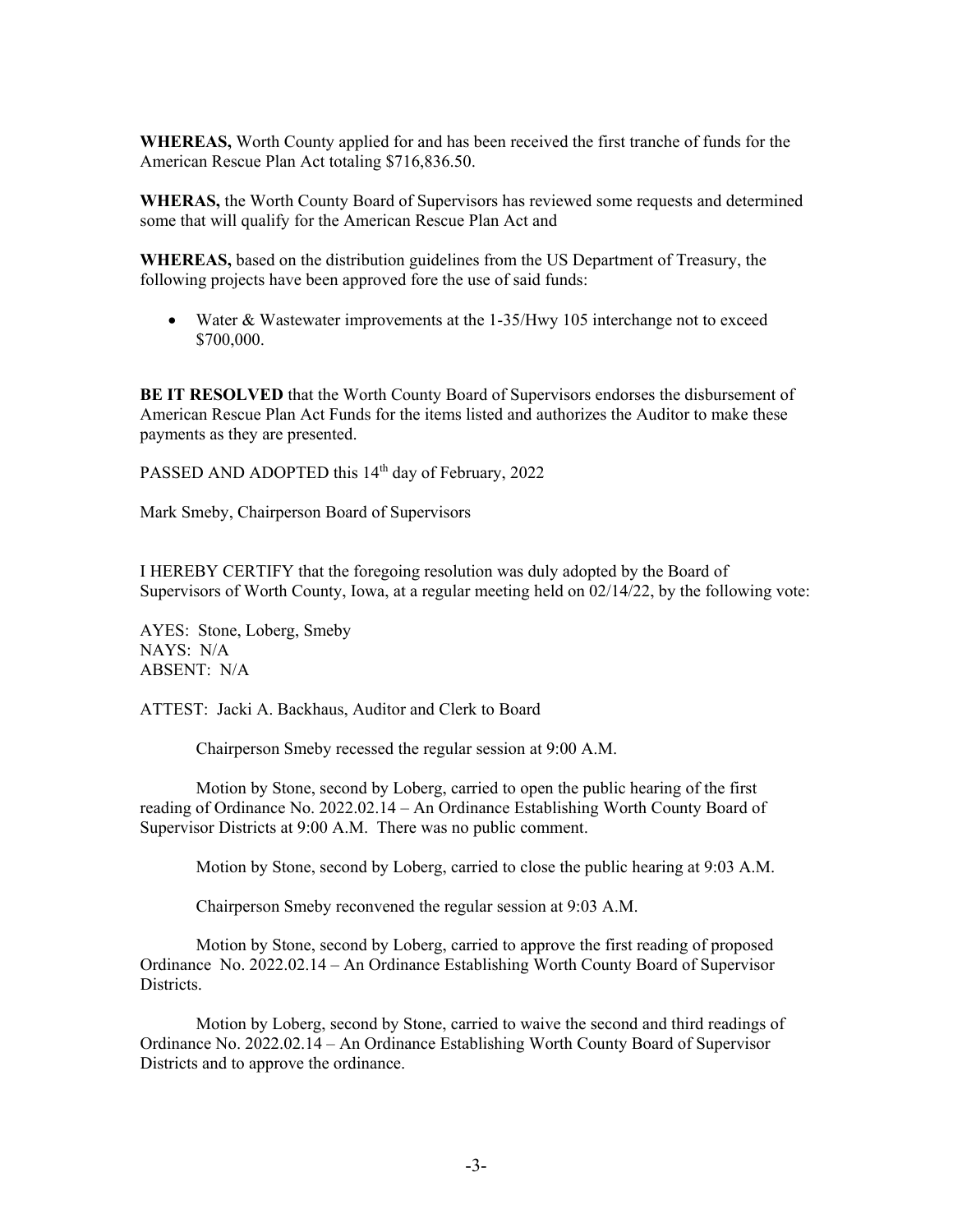**WHEREAS,** Worth County applied for and has been received the first tranche of funds for the American Rescue Plan Act totaling $716,836.50.

**WHERAS,** the Worth County Board of Supervisors has reviewed some requests and determined some that will qualify for the American Rescue Plan Act and

**WHEREAS,** based on the distribution guidelines from the US Department of Treasury, the following projects have been approved fore the use of said funds:

- Water & Wastewater improvements at the 1-35/Hwy 105 interchange not to exceed $700,000.

**BE IT RESOLVED** that the Worth County Board of Supervisors endorses the disbursement of American Rescue Plan Act Funds for the items listed and authorizes the Auditor to make these payments as they are presented.

PASSED AND ADOPTED this 14th day of February, 2022

Mark Smeby, Chairperson Board of Supervisors

I HEREBY CERTIFY that the foregoing resolution was duly adopted by the Board of Supervisors of Worth County, Iowa, at a regular meeting held on 02/14/22, by the following vote:

AYES: Stone, Loberg, Smeby
NAYS: N/A
ABSENT: N/A

ATTEST: Jacki A. Backhaus, Auditor and Clerk to Board

Chairperson Smeby recessed the regular session at 9:00 A.M.

Motion by Stone, second by Loberg, carried to open the public hearing of the first reading of Ordinance No. 2022.02.14 – An Ordinance Establishing Worth County Board of Supervisor Districts at 9:00 A.M. There was no public comment.

Motion by Stone, second by Loberg, carried to close the public hearing at 9:03 A.M.

Chairperson Smeby reconvened the regular session at 9:03 A.M.

Motion by Stone, second by Loberg, carried to approve the first reading of proposed Ordinance No. 2022.02.14 – An Ordinance Establishing Worth County Board of Supervisor Districts.

Motion by Loberg, second by Stone, carried to waive the second and third readings of Ordinance No. 2022.02.14 – An Ordinance Establishing Worth County Board of Supervisor Districts and to approve the ordinance.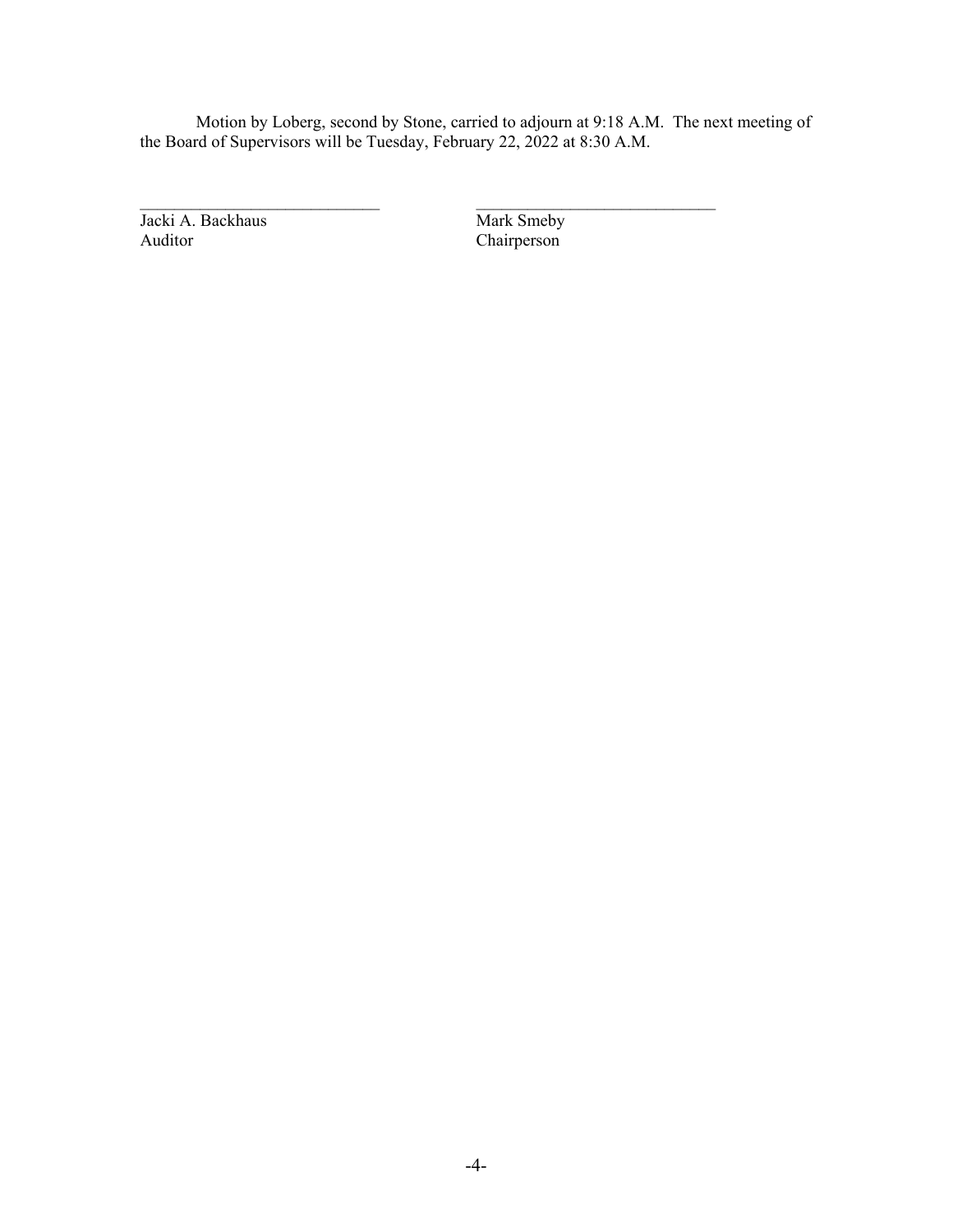Motion by Loberg, second by Stone, carried to adjourn at 9:18 A.M. The next meeting of the Board of Supervisors will be Tuesday, February 22, 2022 at 8:30 A.M.

| | |
|---|---|
| \_\_\_\_\_\_\_\_\_\_\_\_\_\_\_\_\_\_\_\_\_\_\_\_\_\_\_\_\_\_ | \_\_\_\_\_\_\_\_\_\_\_\_\_\_\_\_\_\_\_\_\_\_\_\_\_\_\_\_\_\_ |
| Jacki A. Backhaus | Mark Smeby |
| Auditor | Chairperson |